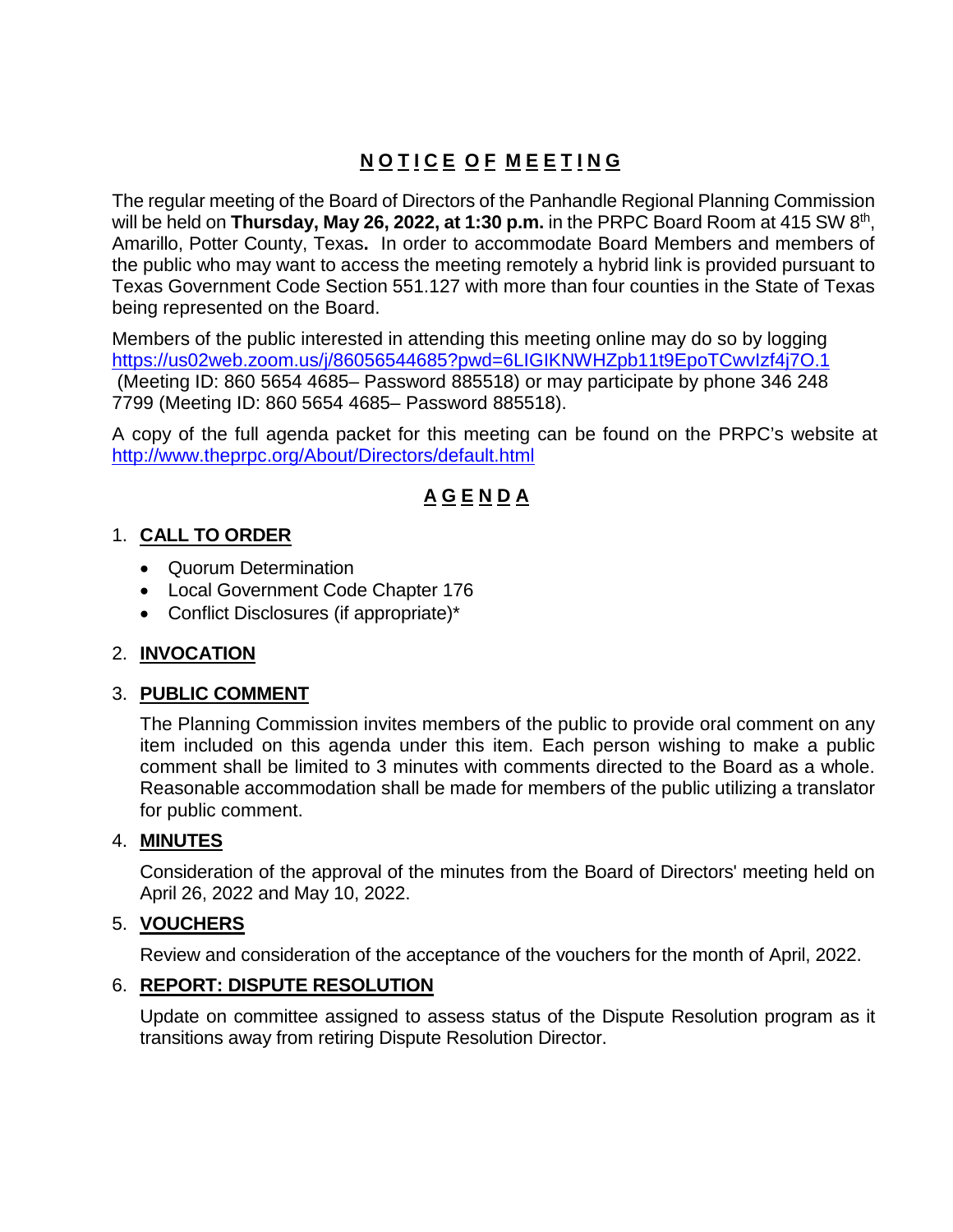## NOTICE OF MEETING

The regular meeting of the Board of Directors of the Panhandle Regional Planning Commission will be held on **Thursday, May 26, 2022, at 1:30 p.m.** in the PRPC Board Room at 415 SW 8th, Amarillo, Potter County, Texas**.** In order to accommodate Board Members and members of the public who may want to access the meeting remotely a hybrid link is provided pursuant to Texas Government Code Section 551.127 with more than four counties in the State of Texas being represented on the Board.

Members of the public interested in attending this meeting online may do so by logging https://us02web.zoom.us/j/86056544685?pwd=6LIGIKNWHZpb11t9EpoTCwvIzf4j7O.1 (Meeting ID: 860 5654 4685– Password 885518) or may participate by phone 346 248 7799 (Meeting ID: 860 5654 4685– Password 885518).

A copy of the full agenda packet for this meeting can be found on the PRPC's website at http://www.theprpc.org/About/Directors/default.html

## AGENDA

1. **CALL TO ORDER**
   - Quorum Determination
   - Local Government Code Chapter 176
   - Conflict Disclosures (if appropriate)*

2. **INVOCATION**

3. **PUBLIC COMMENT**

   The Planning Commission invites members of the public to provide oral comment on any item included on this agenda under this item. Each person wishing to make a public comment shall be limited to 3 minutes with comments directed to the Board as a whole. Reasonable accommodation shall be made for members of the public utilizing a translator for public comment.

4. **MINUTES**

   Consideration of the approval of the minutes from the Board of Directors' meeting held on April 26, 2022 and May 10, 2022.

5. **VOUCHERS**

   Review and consideration of the acceptance of the vouchers for the month of April, 2022.

6. **REPORT: DISPUTE RESOLUTION**

   Update on committee assigned to assess status of the Dispute Resolution program as it transitions away from retiring Dispute Resolution Director.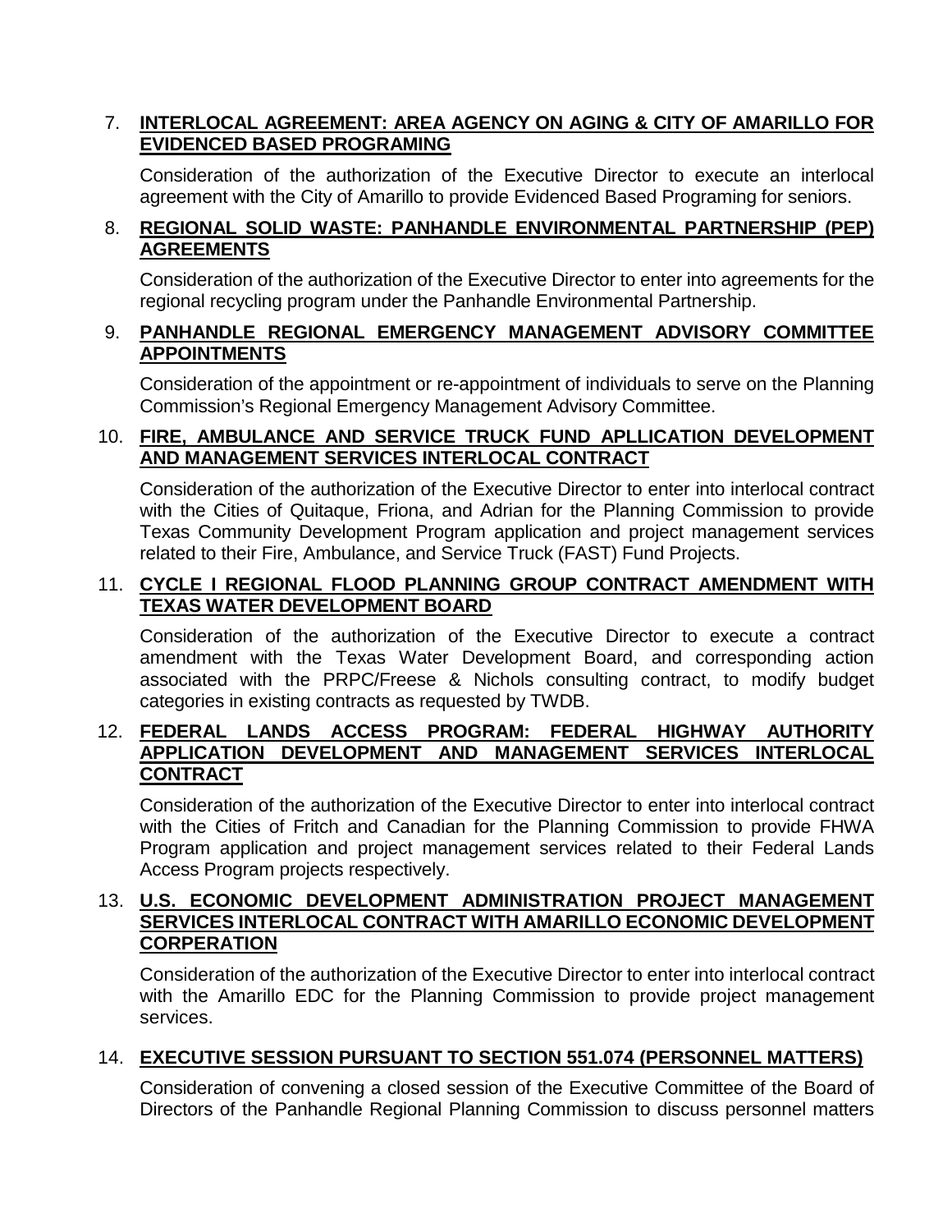7. **INTERLOCAL AGREEMENT: AREA AGENCY ON AGING & CITY OF AMARILLO FOR EVIDENCED BASED PROGRAMING**

   Consideration of the authorization of the Executive Director to execute an interlocal agreement with the City of Amarillo to provide Evidenced Based Programing for seniors.

8. **REGIONAL SOLID WASTE: PANHANDLE ENVIRONMENTAL PARTNERSHIP (PEP) AGREEMENTS**

   Consideration of the authorization of the Executive Director to enter into agreements for the regional recycling program under the Panhandle Environmental Partnership.

9. **PANHANDLE REGIONAL EMERGENCY MANAGEMENT ADVISORY COMMITTEE APPOINTMENTS**

   Consideration of the appointment or re-appointment of individuals to serve on the Planning Commission's Regional Emergency Management Advisory Committee.

10. **FIRE, AMBULANCE AND SERVICE TRUCK FUND APLLICATION DEVELOPMENT AND MANAGEMENT SERVICES INTERLOCAL CONTRACT**

    Consideration of the authorization of the Executive Director to enter into interlocal contract with the Cities of Quitaque, Friona, and Adrian for the Planning Commission to provide Texas Community Development Program application and project management services related to their Fire, Ambulance, and Service Truck (FAST) Fund Projects.

11. **CYCLE I REGIONAL FLOOD PLANNING GROUP CONTRACT AMENDMENT WITH TEXAS WATER DEVELOPMENT BOARD**

    Consideration of the authorization of the Executive Director to execute a contract amendment with the Texas Water Development Board, and corresponding action associated with the PRPC/Freese & Nichols consulting contract, to modify budget categories in existing contracts as requested by TWDB.

12. **FEDERAL LANDS ACCESS PROGRAM: FEDERAL HIGHWAY AUTHORITY APPLICATION DEVELOPMENT AND MANAGEMENT SERVICES INTERLOCAL CONTRACT**

    Consideration of the authorization of the Executive Director to enter into interlocal contract with the Cities of Fritch and Canadian for the Planning Commission to provide FHWA Program application and project management services related to their Federal Lands Access Program projects respectively.

13. **U.S. ECONOMIC DEVELOPMENT ADMINISTRATION PROJECT MANAGEMENT SERVICES INTERLOCAL CONTRACT WITH AMARILLO ECONOMIC DEVELOPMENT CORPERATION**

    Consideration of the authorization of the Executive Director to enter into interlocal contract with the Amarillo EDC for the Planning Commission to provide project management services.

14. **EXECUTIVE SESSION PURSUANT TO SECTION 551.074 (PERSONNEL MATTERS)**

    Consideration of convening a closed session of the Executive Committee of the Board of Directors of the Panhandle Regional Planning Commission to discuss personnel matters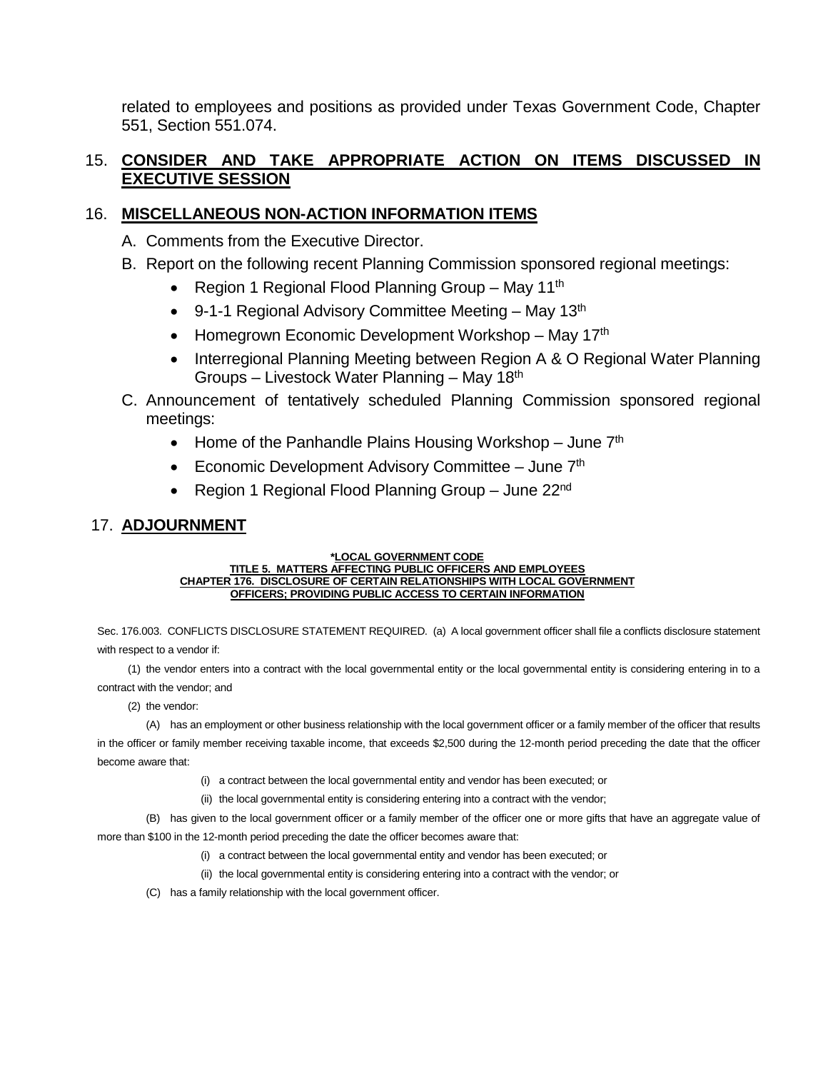related to employees and positions as provided under Texas Government Code, Chapter 551, Section 551.074.

15. **CONSIDER AND TAKE APPROPRIATE ACTION ON ITEMS DISCUSSED IN EXECUTIVE SESSION**

16. **MISCELLANEOUS NON-ACTION INFORMATION ITEMS**

   A. Comments from the Executive Director.

   B. Report on the following recent Planning Commission sponsored regional meetings:

      - Region 1 Regional Flood Planning Group – May 11th
      - 9-1-1 Regional Advisory Committee Meeting – May 13th
      - Homegrown Economic Development Workshop – May 17th
      - Interregional Planning Meeting between Region A & O Regional Water Planning Groups – Livestock Water Planning – May 18th

   C. Announcement of tentatively scheduled Planning Commission sponsored regional meetings:

      - Home of the Panhandle Plains Housing Workshop – June 7th
      - Economic Development Advisory Committee – June 7th
      - Region 1 Regional Flood Planning Group – June 22nd

17. **ADJOURNMENT**

**\*LOCAL GOVERNMENT CODE**
**TITLE 5. MATTERS AFFECTING PUBLIC OFFICERS AND EMPLOYEES**
**CHAPTER 176. DISCLOSURE OF CERTAIN RELATIONSHIPS WITH LOCAL GOVERNMENT OFFICERS; PROVIDING PUBLIC ACCESS TO CERTAIN INFORMATION**

Sec. 176.003. CONFLICTS DISCLOSURE STATEMENT REQUIRED. (a) A local government officer shall file a conflicts disclosure statement with respect to a vendor if:

(1) the vendor enters into a contract with the local governmental entity or the local governmental entity is considering entering in to a contract with the vendor; and

(2) the vendor:

(A) has an employment or other business relationship with the local government officer or a family member of the officer that results in the officer or family member receiving taxable income, that exceeds $2,500 during the 12-month period preceding the date that the officer become aware that:

(i) a contract between the local governmental entity and vendor has been executed; or

(ii) the local governmental entity is considering entering into a contract with the vendor;

(B) has given to the local government officer or a family member of the officer one or more gifts that have an aggregate value of more than $100 in the 12-month period preceding the date the officer becomes aware that:

(i) a contract between the local governmental entity and vendor has been executed; or

(ii) the local governmental entity is considering entering into a contract with the vendor; or

(C) has a family relationship with the local government officer.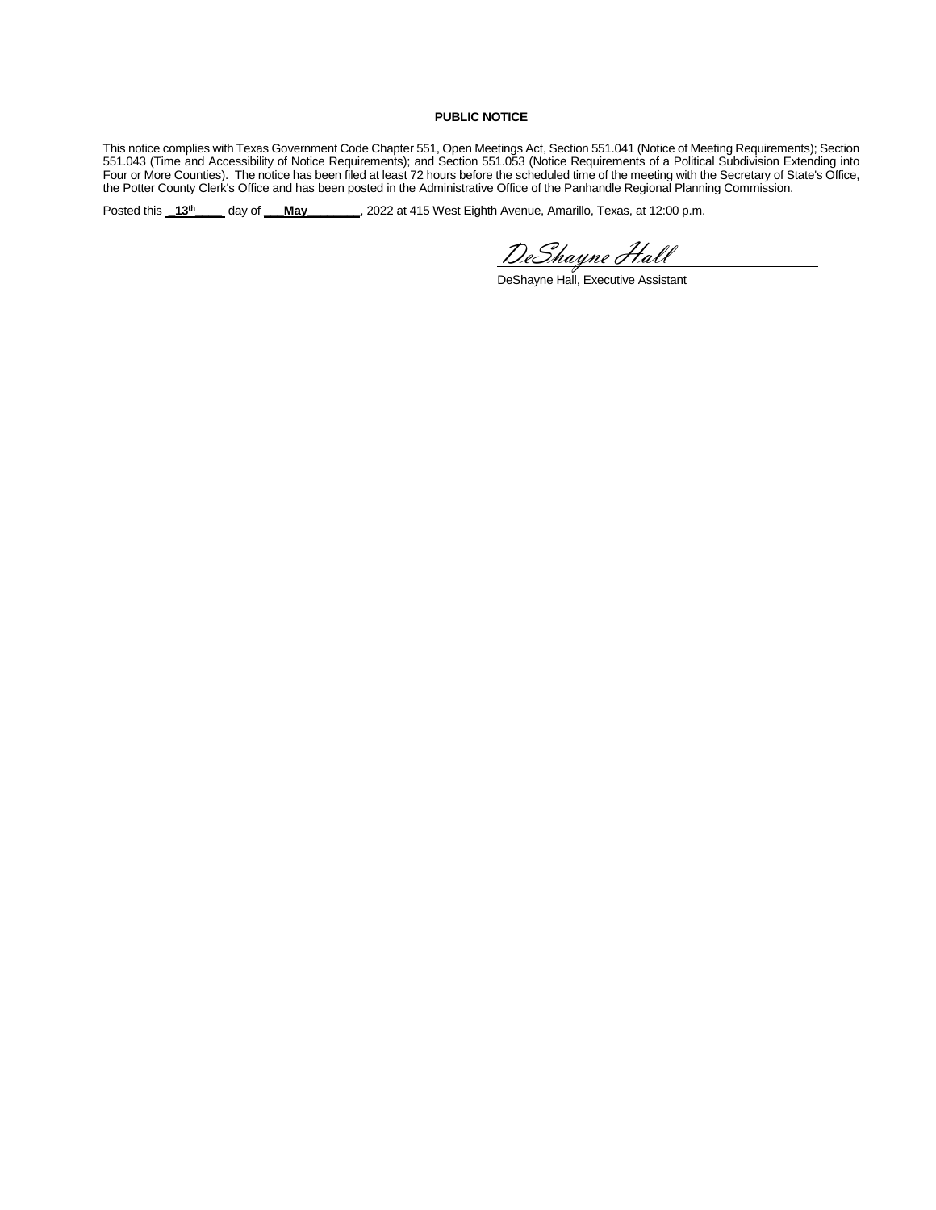**PUBLIC NOTICE**

This notice complies with Texas Government Code Chapter 551, Open Meetings Act, Section 551.041 (Notice of Meeting Requirements); Section 551.043 (Time and Accessibility of Notice Requirements); and Section 551.053 (Notice Requirements of a Political Subdivision Extending into Four or More Counties). The notice has been filed at least 72 hours before the scheduled time of the meeting with the Secretary of State's Office, the Potter County Clerk's Office and has been posted in the Administrative Office of the Panhandle Regional Planning Commission.

Posted this **13th** day of **May**, 2022 at 415 West Eighth Avenue, Amarillo, Texas, at 12:00 p.m.

DeShayne Hall

DeShayne Hall, Executive Assistant